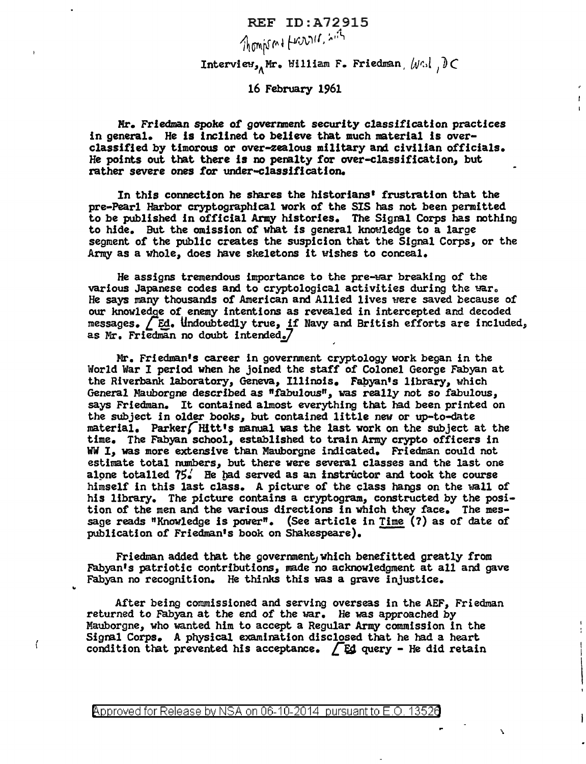REF ID:A72915

Thompson Harris, ...

Interview, Mr. William F. Friedman, Wash, DC

16 February 1961

Mr. Friedman spoke of government security classification practices in general. He is inclined to believe that much material is over-classified by timorous or over-zealous military and civilian officials. He points out that there is no penalty for over-classification, but rather severe ones for under-classification.

In this connection he shares the historians' frustration that the pre-Pearl Harbor cryptographical work of the SIS has not been permitted to be published in official Army histories. The Signal Corps has nothing to hide. But the omission of what is general knowledge to a large segment of the public creates the suspicion that the Signal Corps, or the Army as a whole, does have skeletons it wishes to conceal.

He assigns tremendous importance to the pre-war breaking of the various Japanese codes and to cryptological activities during the war. He says many thousands of American and Allied lives were saved because of our knowledge of enemy intentions as revealed in intercepted and decoded messages. [Ed. Undoubtedly true, if Navy and British efforts are included, as Mr. Friedman no doubt intended.]

Mr. Friedman's career in government cryptology work began in the World War I period when he joined the staff of Colonel George Fabyan at the Riverbank laboratory, Geneva, Illinois. Fabyan's library, which General Mauborgne described as "fabulous", was really not so fabulous, says Friedman. It contained almost everything that had been printed on the subject in older books, but contained little new or up-to-date material. Parker Hitt's manual was the last work on the subject at the time. The Fabyan school, established to train Army crypto officers in WW I, was more extensive than Mauborgne indicated. Friedman could not estimate total numbers, but there were several classes and the last one alone totalled 75. He had served as an instructor and took the course himself in this last class. A picture of the class hangs on the wall of his library. The picture contains a cryptogram, constructed by the position of the men and the various directions in which they face. The message reads "Knowledge is power". (See article in Time (?) as of date of publication of Friedman's book on Shakespeare).

Friedman added that the government, which benefitted greatly from Fabyan's patriotic contributions, made no acknowledgment at all and gave Fabyan no recognition. He thinks this was a grave injustice.

After being commissioned and serving overseas in the AEF, Friedman returned to Fabyan at the end of the war. He was approached by Mauborgne, who wanted him to accept a Regular Army commission in the Signal Corps. A physical examination disclosed that he had a heart condition that prevented his acceptance. [Ed query - He did retain

Approved for Release by NSA on 06-10-2014 pursuant to E.O. 13526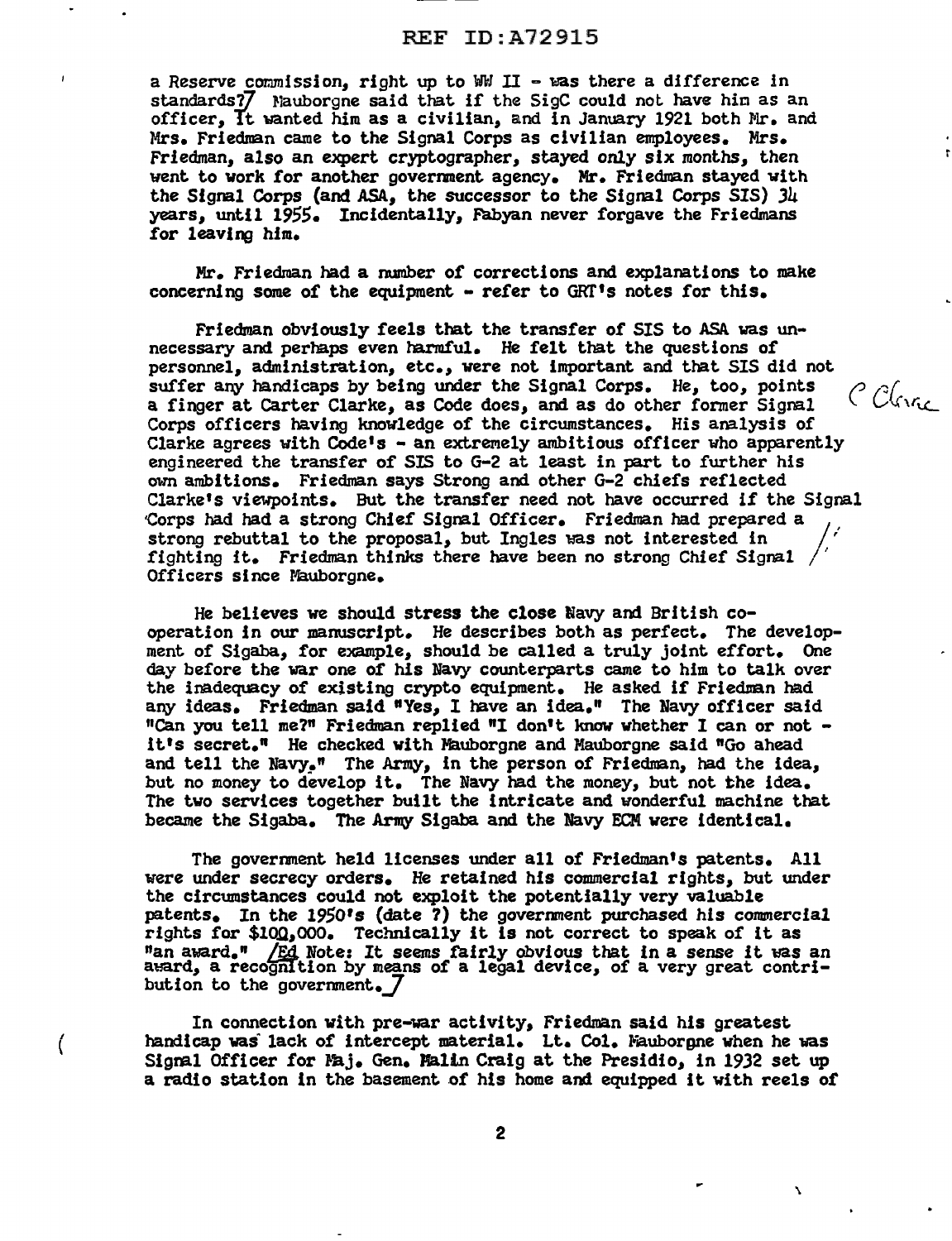a Reserve commission, right up to WW II - was there a difference in standards?/ Mauborgne said that if the SigC could not have him as an officer, it wanted him as a civilian, and in January 1921 both Mr. and Mrs. Friedman came to the Signal Corps as civilian employees. Mrs. Friedman, also an expert cryptographer, stayed only six months, then went to work for another government agency. Mr. Friedman stayed with the Signal Corps (and ASA, the successor to the Signal Corps SIS) 34 years, until 1955. Incidentally, Fabyan never forgave the Friedmans for leaving him.

Mr. Friedman had a number of corrections and explanations to make concerning some of the equipment - refer to GRT's notes for this.

Friedman obviously feels that the transfer of SIS to ASA was unnecessary and perhaps even harmful. He felt that the questions of personnel, administration, etc., were not important and that SIS did not suffer any handicaps by being under the Signal Corps. He, too, points a finger at Carter Clarke, as Code does, and as do other former Signal Corps officers having knowledge of the circumstances. His analysis of Clarke agrees with Code's - an extremely ambitious officer who apparently engineered the transfer of SIS to G-2 at least in part to further his own ambitions. Friedman says Strong and other G-2 chiefs reflected Clarke's viewpoints. But the transfer need not have occurred if the Signal Corps had had a strong Chief Signal Officer. Friedman had prepared a strong rebuttal to the proposal, but Ingles was not interested in fighting it. Friedman thinks there have been no strong Chief Signal Officers since Mauborgne.

He believes we should stress the close Navy and British cooperation in our manuscript. He describes both as perfect. The development of Sigaba, for example, should be called a truly joint effort. One day before the war one of his Navy counterparts came to him to talk over the inadequacy of existing crypto equipment. He asked if Friedman had any ideas. Friedman said "Yes, I have an idea." The Navy officer said "Can you tell me?" Friedman replied "I don't know whether I can or not - it's secret." He checked with Mauborgne and Mauborgne said "Go ahead and tell the Navy." The Army, in the person of Friedman, had the idea, but no money to develop it. The Navy had the money, but not the idea. The two services together built the intricate and wonderful machine that became the Sigaba. The Army Sigaba and the Navy ECM were identical.

The government held licenses under all of Friedman's patents. All were under secrecy orders. He retained his commercial rights, but under the circumstances could not exploit the potentially very valuable patents. In the 1950's (date ?) the government purchased his commercial rights for $100,000. Technically it is not correct to speak of it as "an award." /Ed Note: It seems fairly obvious that in a sense it was an award, a recognition by means of a legal device, of a very great contribution to the government./

In connection with pre-war activity, Friedman said his greatest handicap was lack of intercept material. Lt. Col. Mauborgne when he was Signal Officer for Maj. Gen. Malin Craig at the Presidio, in 1932 set up a radio station in the basement of his home and equipped it with reels of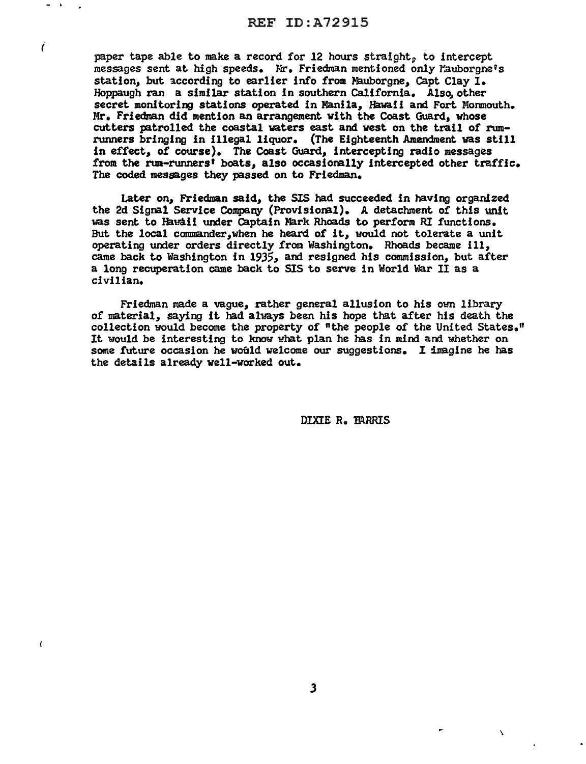paper tape able to make a record for 12 hours straight, to intercept messages sent at high speeds. Mr. Friedman mentioned only Mauborgne's station, but according to earlier info from Mauborgne, Capt Clay I. Hoppaugh ran a similar station in southern California. Also, other secret monitoring stations operated in Manila, Hawaii and Fort Monmouth. Mr. Friedman did mention an arrangement with the Coast Guard, whose cutters patrolled the coastal waters east and west on the trail of rum-runners bringing in illegal liquor. (The Eighteenth Amendment was still in effect, of course). The Coast Guard, intercepting radio messages from the rum-runners' boats, also occasionally intercepted other traffic. The coded messages they passed on to Friedman.

Later on, Friedman said, the SIS had succeeded in having organized the 2d Signal Service Company (Provisional). A detachment of this unit was sent to Hawaii under Captain Mark Rhoads to perform RI functions. But the local commander, when he heard of it, would not tolerate a unit operating under orders directly from Washington. Rhoads became ill, came back to Washington in 1935, and resigned his commission, but after a long recuperation came back to SIS to serve in World War II as a civilian.

Friedman made a vague, rather general allusion to his own library of material, saying it had always been his hope that after his death the collection would become the property of "the people of the United States." It would be interesting to know what plan he has in mind and whether on some future occasion he would welcome our suggestions. I imagine he has the details already well-worked out.

DIXIE R. HARRIS